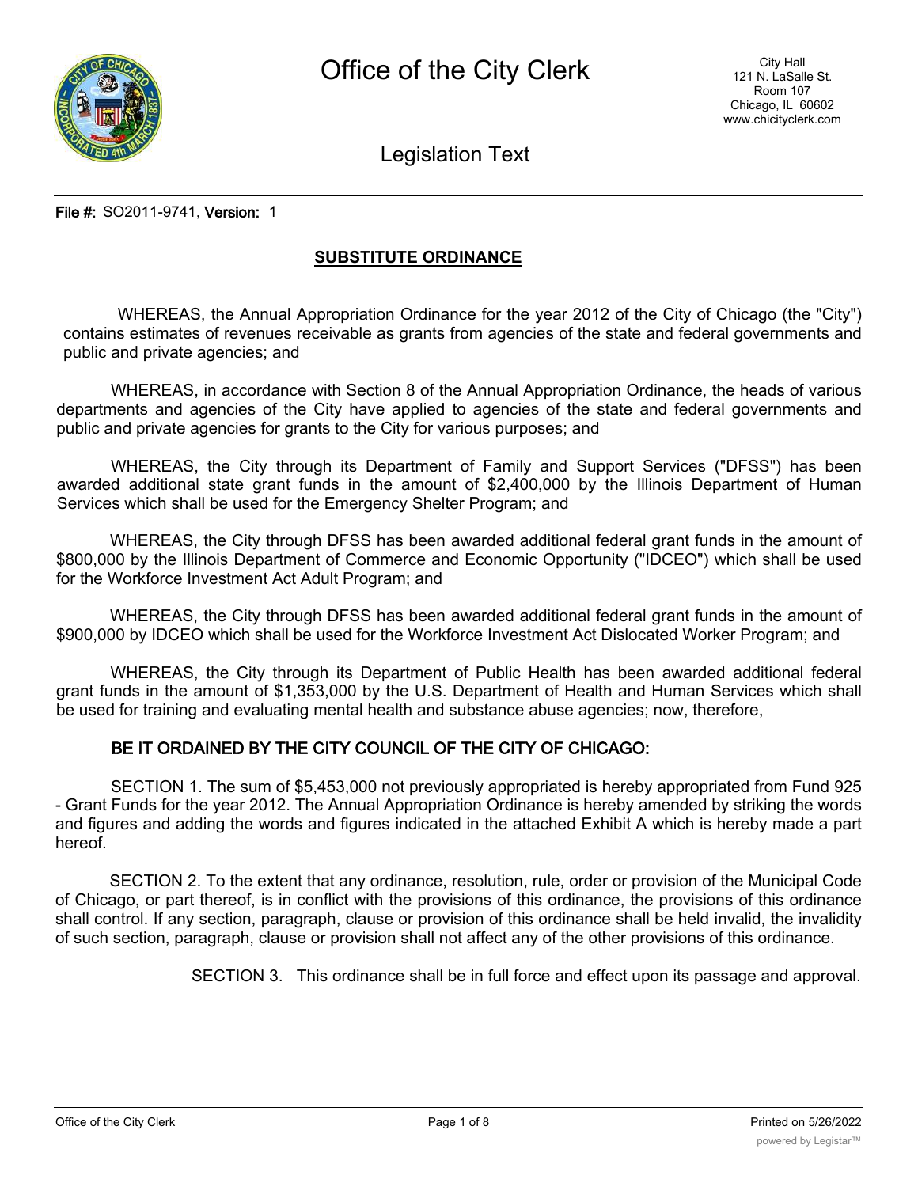# Office of the City Clerk

City Hall
121 N. LaSalle St.
Room 107
Chicago, IL 60602
www.chicityclerk.com

## Legislation Text

**File #:** SO2011-9741, **Version:** 1

**SUBSTITUTE ORDINANCE**

WHEREAS, the Annual Appropriation Ordinance for the year 2012 of the City of Chicago (the "City") contains estimates of revenues receivable as grants from agencies of the state and federal governments and public and private agencies; and

WHEREAS, in accordance with Section 8 of the Annual Appropriation Ordinance, the heads of various departments and agencies of the City have applied to agencies of the state and federal governments and public and private agencies for grants to the City for various purposes; and

WHEREAS, the City through its Department of Family and Support Services ("DFSS") has been awarded additional state grant funds in the amount of $2,400,000 by the Illinois Department of Human Services which shall be used for the Emergency Shelter Program; and

WHEREAS, the City through DFSS has been awarded additional federal grant funds in the amount of $800,000 by the Illinois Department of Commerce and Economic Opportunity ("IDCEO") which shall be used for the Workforce Investment Act Adult Program; and

WHEREAS, the City through DFSS has been awarded additional federal grant funds in the amount of $900,000 by IDCEO which shall be used for the Workforce Investment Act Dislocated Worker Program; and

WHEREAS, the City through its Department of Public Health has been awarded additional federal grant funds in the amount of $1,353,000 by the U.S. Department of Health and Human Services which shall be used for training and evaluating mental health and substance abuse agencies; now, therefore,

**BE IT ORDAINED BY THE CITY COUNCIL OF THE CITY OF CHICAGO:**

SECTION 1. The sum of $5,453,000 not previously appropriated is hereby appropriated from Fund 925 - Grant Funds for the year 2012. The Annual Appropriation Ordinance is hereby amended by striking the words and figures and adding the words and figures indicated in the attached Exhibit A which is hereby made a part hereof.

SECTION 2. To the extent that any ordinance, resolution, rule, order or provision of the Municipal Code of Chicago, or part thereof, is in conflict with the provisions of this ordinance, the provisions of this ordinance shall control. If any section, paragraph, clause or provision of this ordinance shall be held invalid, the invalidity of such section, paragraph, clause or provision shall not affect any of the other provisions of this ordinance.

SECTION 3. This ordinance shall be in full force and effect upon its passage and approval.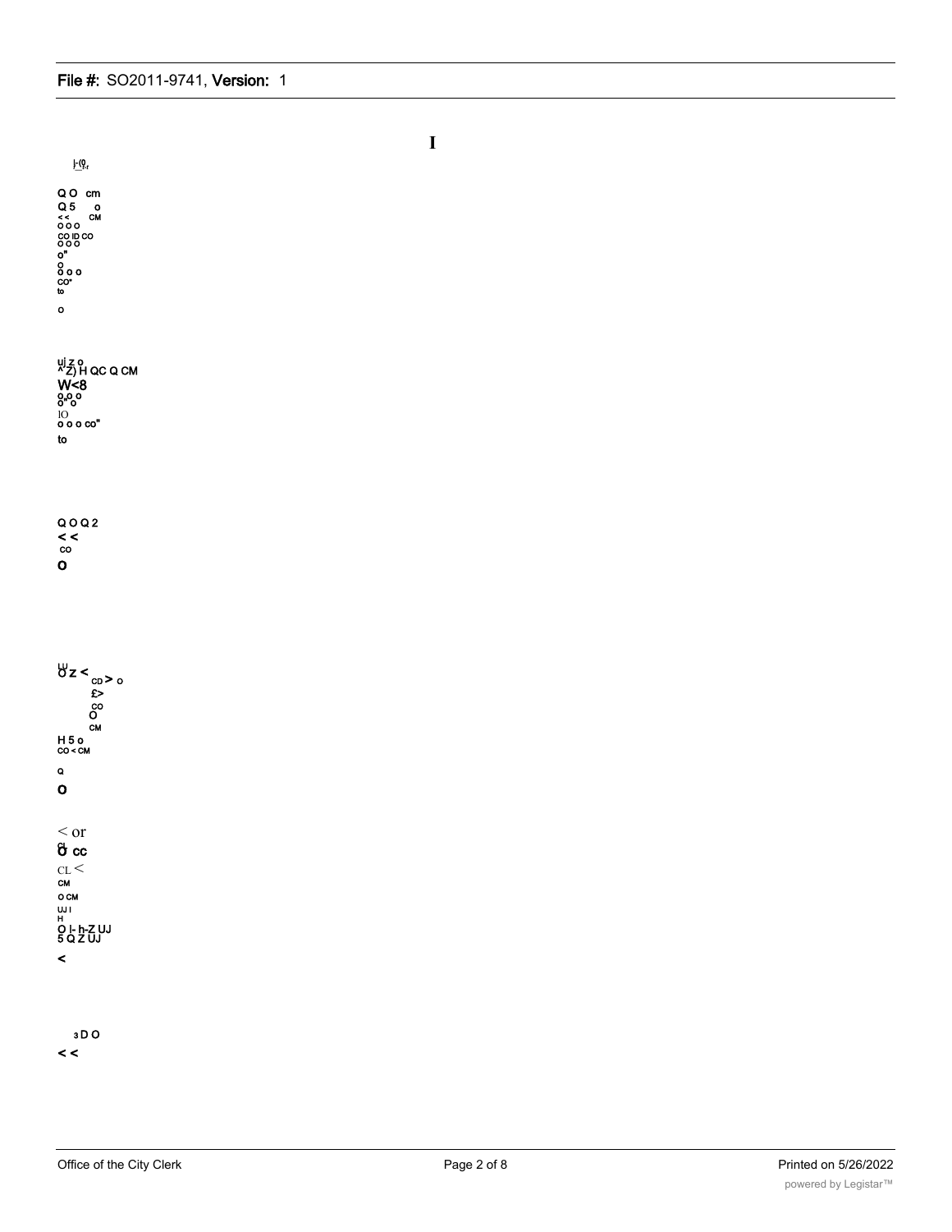I

|-(0

Q O cm
Q 5 o
< < CM
O O O
CO ID CO
O O O
o"
o
O o o
CO"
to

o

uj z o
^Z) H QC Q CM
W<8
o o o
o" o
IO
o o o co"

to

Q O Q 2
< <
co
O

UJ
O z < CD > o
£>
CO
O
CM
H 5 o
CO < CM

Q
O

< or
O cc
CL <
CM
O CM
UJ I
H
O I- h-Z UJ
5 Q Z UJ

<

3 D O
< <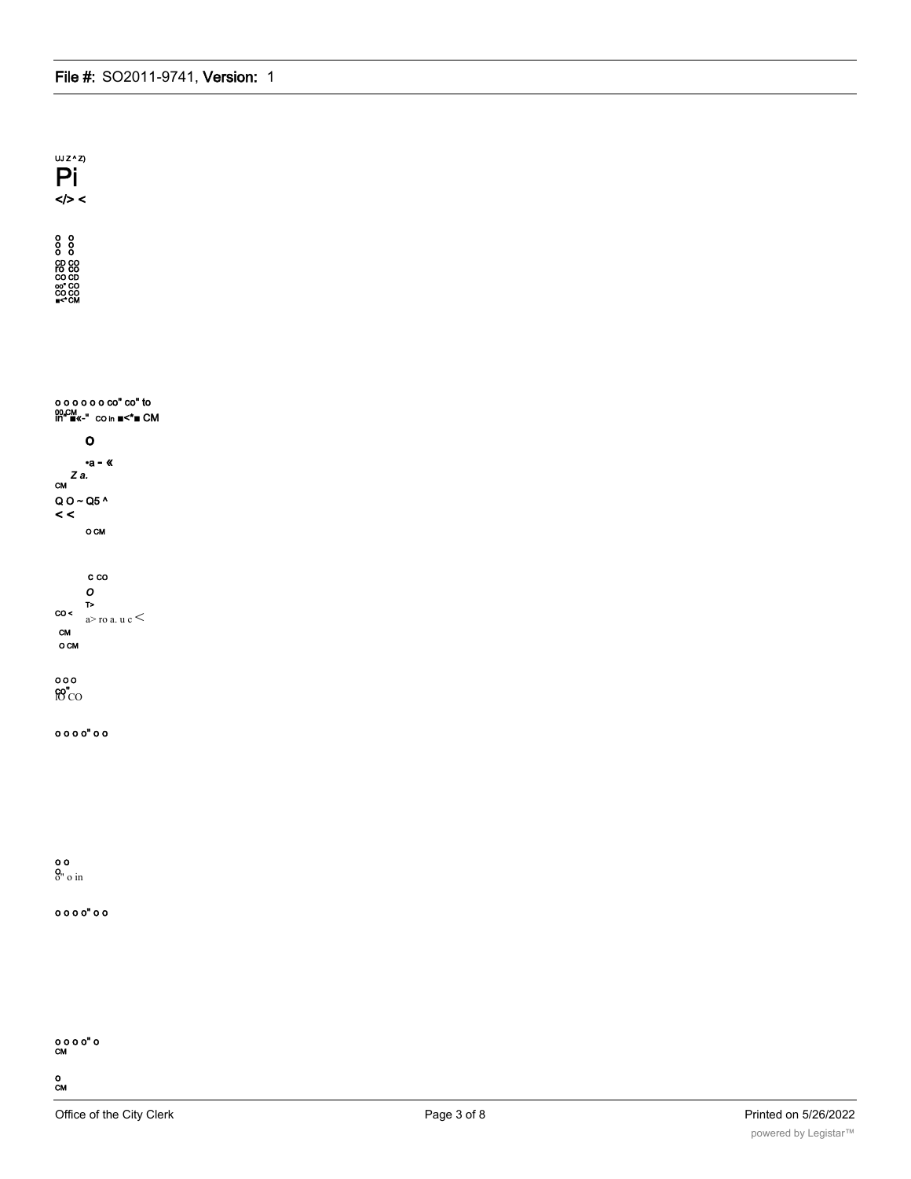UJ Z ^ Z)

Pi

</> <

o o
o o
o o

CD CO
ro co
CO CD
oo" CO
CO CO
■<* CM

o o o o o o co" co" to
00 CM
in" ■«-" co in ■<*■ CM

o

•a - «

Z a.

CM

Q O ~ Q5 ^

< <

o CM

c co

O

T>

CO <

a> ro a. u c <

CM

o CM

o o o

co"
lO CO

o o o o" o o

o o
o
o" o in

o o o o" o o

o o o o" o
CM

o
CM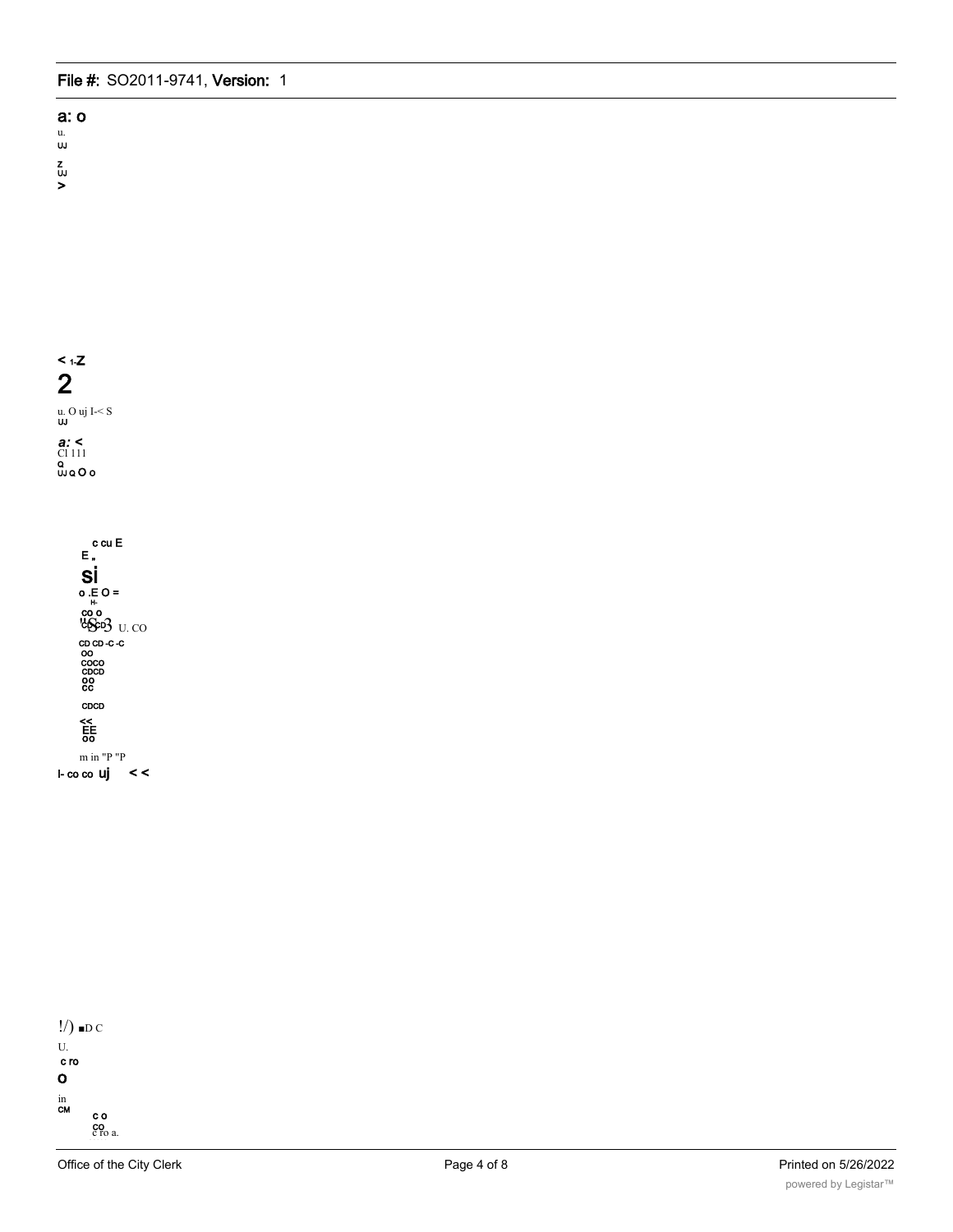a: o
u.
UJ

z
UJ
>

< 1-Z
2

u. O uj I-< S
UJ

a: <
Cl 111
Q
UJ Q O o

c cu E
E „
si
o .E O =
H-
co o
"S3 U. CO
CD CD -C -C
OO
COCO
CDCD
OO
CC

CDCD

<<
EE
OO

m in "P "P
I- co co uj < <

!/) ■D C
U.
c ro
O
in
CM
c o
CO
c ro a.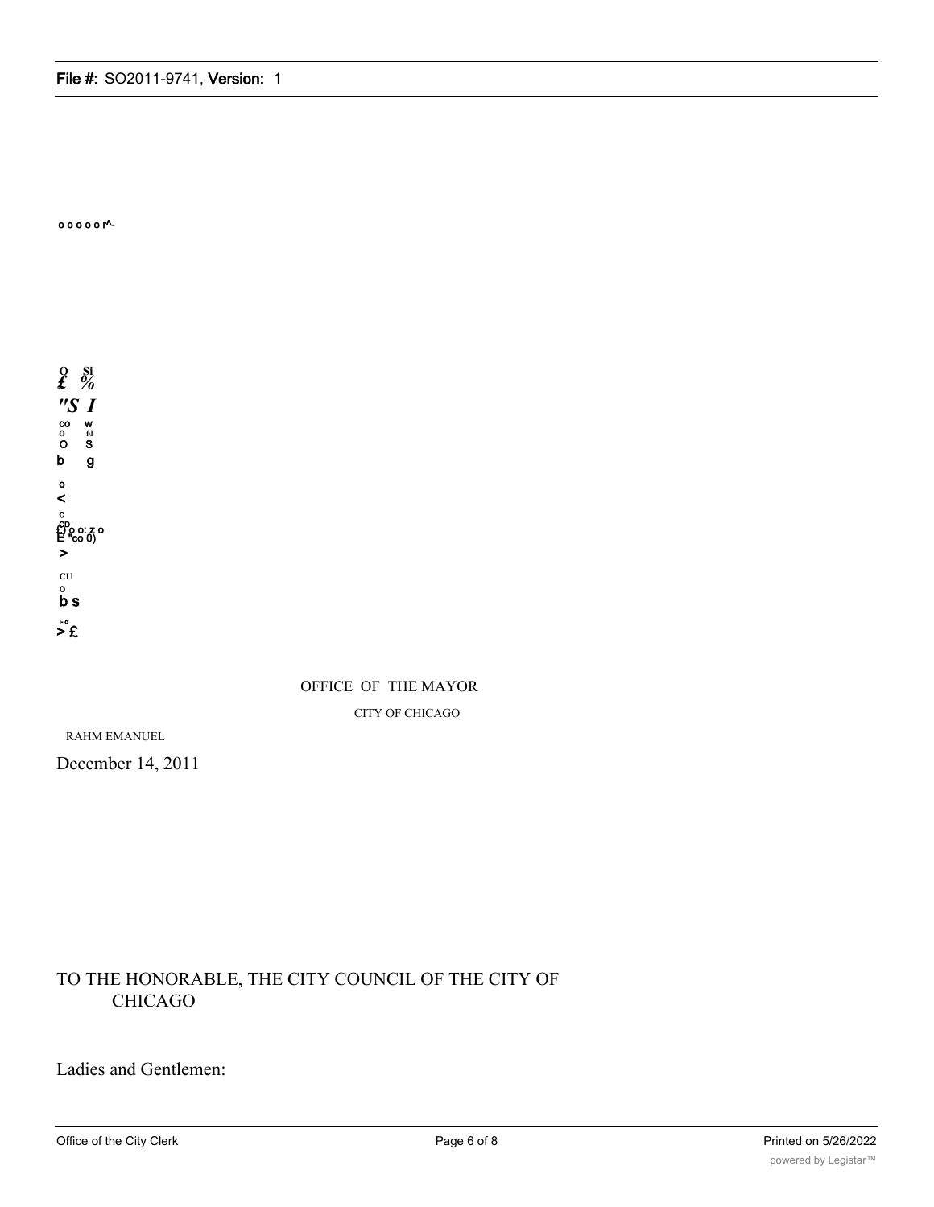OFFICE OF THE MAYOR

CITY OF CHICAGO

RAHM EMANUEL

December 14, 2011

TO THE HONORABLE, THE CITY COUNCIL OF THE CITY OF CHICAGO

Ladies and Gentlemen: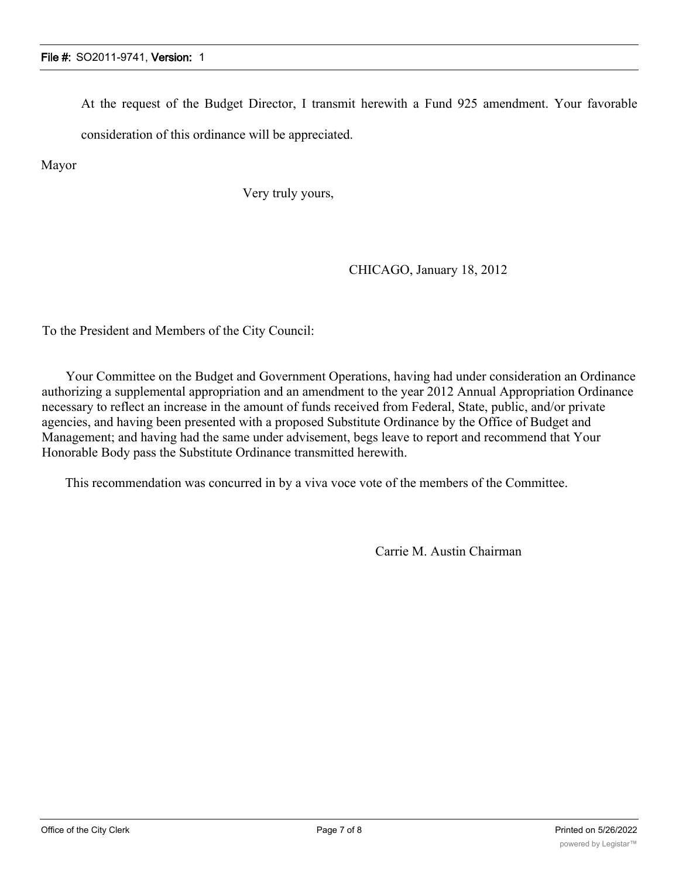At the request of the Budget Director, I transmit herewith a Fund 925 amendment. Your favorable consideration of this ordinance will be appreciated.

Mayor

Very truly yours,

CHICAGO, January 18, 2012

To the President and Members of the City Council:

Your Committee on the Budget and Government Operations, having had under consideration an Ordinance authorizing a supplemental appropriation and an amendment to the year 2012 Annual Appropriation Ordinance necessary to reflect an increase in the amount of funds received from Federal, State, public, and/or private agencies, and having been presented with a proposed Substitute Ordinance by the Office of Budget and Management; and having had the same under advisement, begs leave to report and recommend that Your Honorable Body pass the Substitute Ordinance transmitted herewith.

This recommendation was concurred in by a viva voce vote of the members of the Committee.

Carrie M. Austin Chairman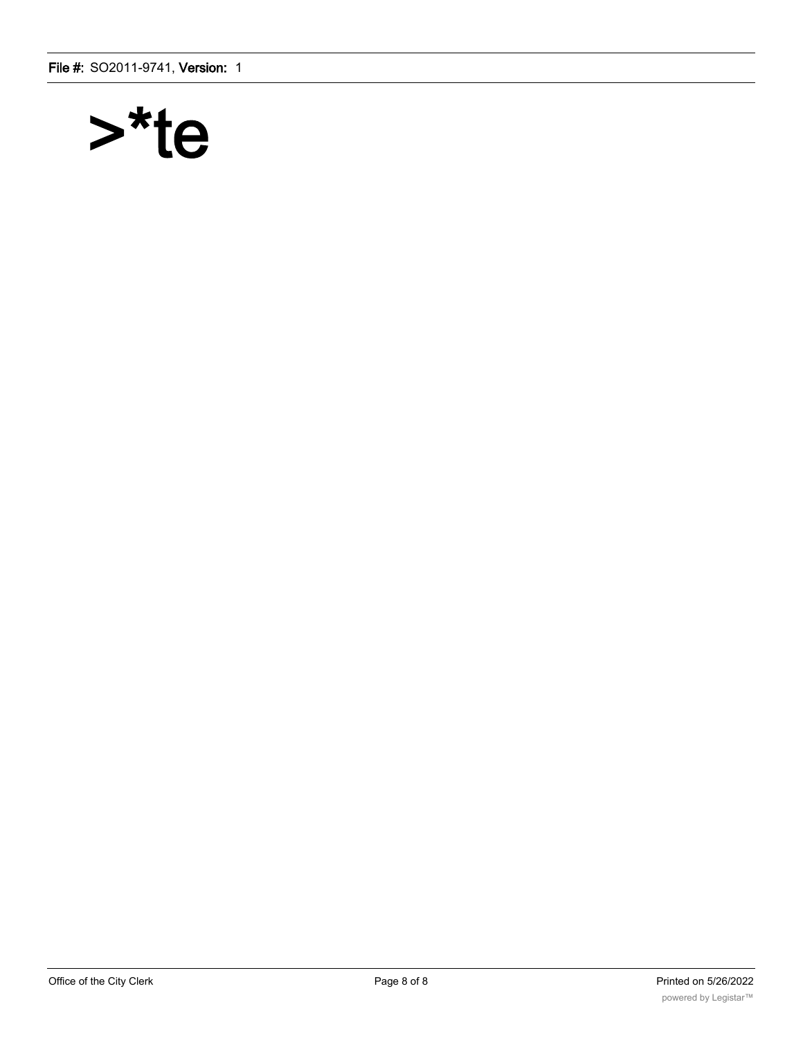>*te